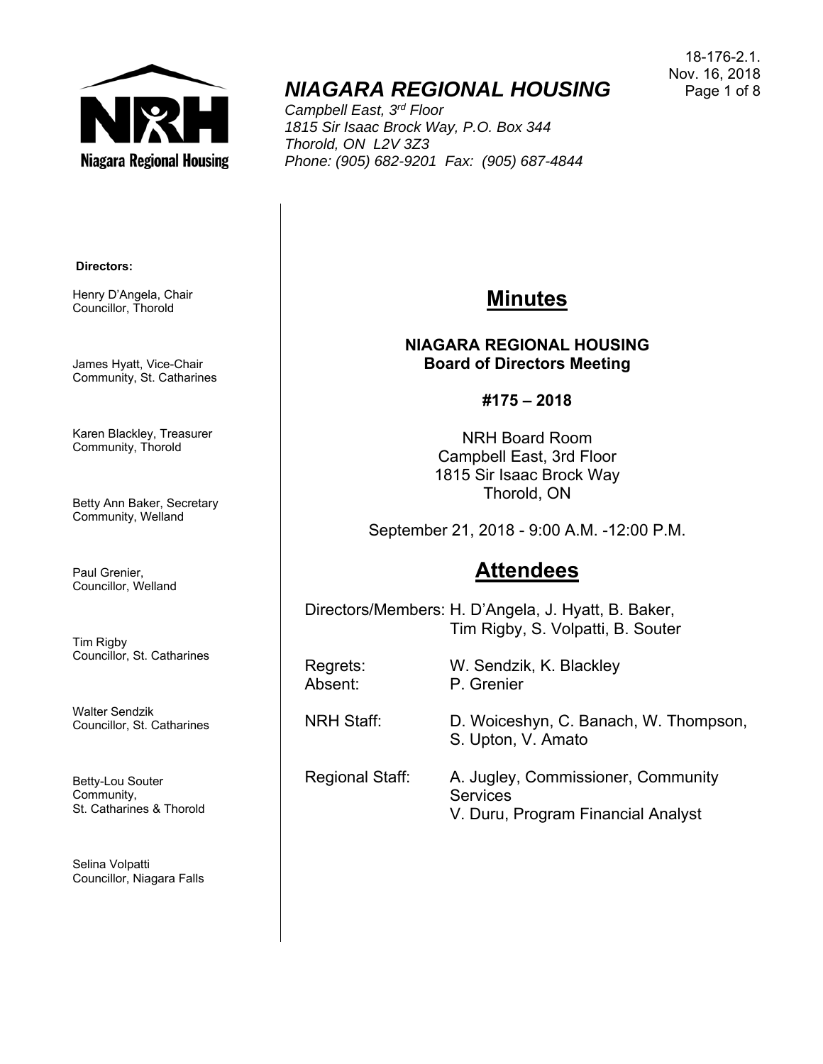18-176-2.1.
Nov. 16, 2018

# NIAGARA REGIONAL HOUSING

*Campbell East, 3rd Floor*
*1815 Sir Isaac Brock Way, P.O. Box 344*
*Thorold, ON L2V 3Z3*
*Phone: (905) 682-9201 Fax: (905) 687-4844*

**Directors:**

Henry D'Angela, Chair
Councillor, Thorold

James Hyatt, Vice-Chair
Community, St. Catharines

Karen Blackley, Treasurer
Community, Thorold

Betty Ann Baker, Secretary
Community, Welland

Paul Grenier,
Councillor, Welland

Tim Rigby
Councillor, St. Catharines

Walter Sendzik
Councillor, St. Catharines

Betty-Lou Souter
Community,
St. Catharines & Thorold

Selina Volpatti
Councillor, Niagara Falls

# Minutes

**NIAGARA REGIONAL HOUSING**
**Board of Directors Meeting**

**#175 – 2018**

NRH Board Room
Campbell East, 3rd Floor
1815 Sir Isaac Brock Way
Thorold, ON

September 21, 2018 - 9:00 A.M. -12:00 P.M.

# Attendees

Directors/Members: H. D'Angela, J. Hyatt, B. Baker, Tim Rigby, S. Volpatti, B. Souter

Regrets: W. Sendzik, K. Blackley
Absent: P. Grenier

NRH Staff: D. Woiceshyn, C. Banach, W. Thompson, S. Upton, V. Amato

Regional Staff: A. Jugley, Commissioner, Community Services
V. Duru, Program Financial Analyst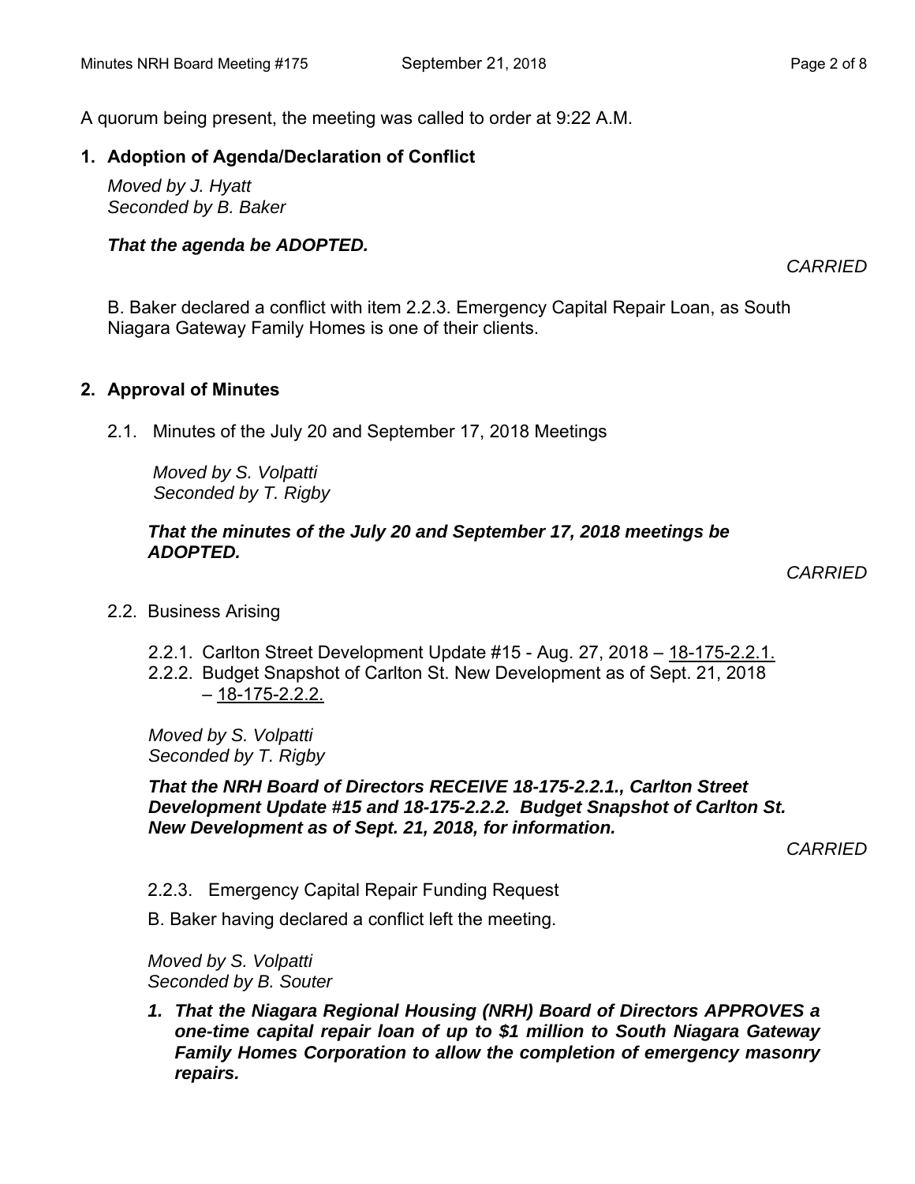A quorum being present, the meeting was called to order at 9:22 A.M.

## 1. Adoption of Agenda/Declaration of Conflict

*Moved by J. Hyatt*
*Seconded by B. Baker*

***That the agenda be ADOPTED.***

*CARRIED*

B. Baker declared a conflict with item 2.2.3. Emergency Capital Repair Loan, as South Niagara Gateway Family Homes is one of their clients.

## 2. Approval of Minutes

2.1. Minutes of the July 20 and September 17, 2018 Meetings

*Moved by S. Volpatti*
*Seconded by T. Rigby*

***That the minutes of the July 20 and September 17, 2018 meetings be ADOPTED.***

*CARRIED*

2.2. Business Arising

2.2.1. Carlton Street Development Update #15 - Aug. 27, 2018 – 18-175-2.2.1.
2.2.2. Budget Snapshot of Carlton St. New Development as of Sept. 21, 2018 – 18-175-2.2.2.

*Moved by S. Volpatti*
*Seconded by T. Rigby*

***That the NRH Board of Directors RECEIVE 18-175-2.2.1., Carlton Street Development Update #15 and 18-175-2.2.2. Budget Snapshot of Carlton St. New Development as of Sept. 21, 2018, for information.***

*CARRIED*

2.2.3. Emergency Capital Repair Funding Request

B. Baker having declared a conflict left the meeting.

*Moved by S. Volpatti*
*Seconded by B. Souter*

1. ***That the Niagara Regional Housing (NRH) Board of Directors APPROVES a one-time capital repair loan of up to $1 million to South Niagara Gateway Family Homes Corporation to allow the completion of emergency masonry repairs.***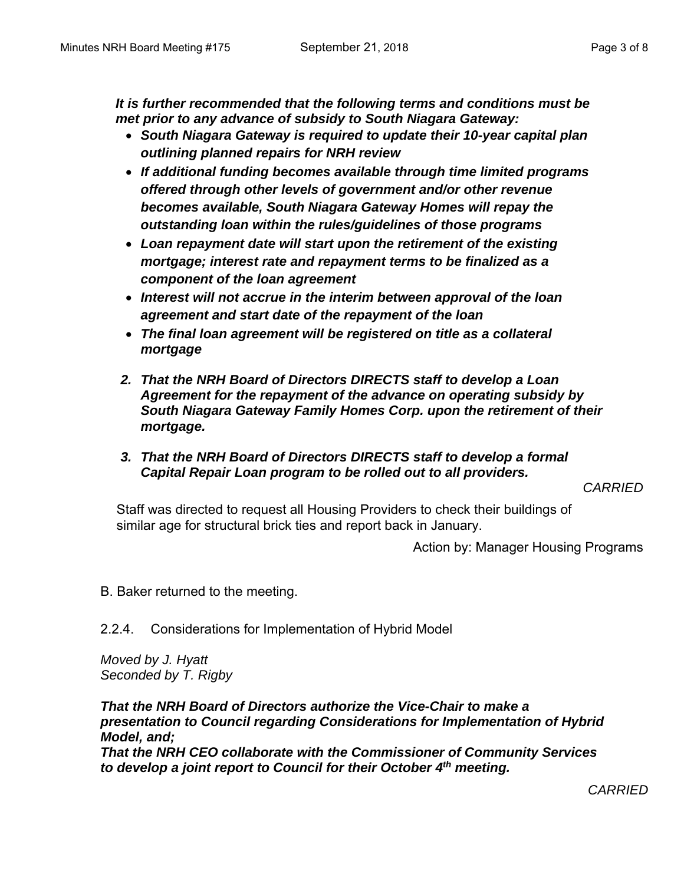***It is further recommended that the following terms and conditions must be met prior to any advance of subsidy to South Niagara Gateway:***

- ***South Niagara Gateway is required to update their 10-year capital plan outlining planned repairs for NRH review***
- ***If additional funding becomes available through time limited programs offered through other levels of government and/or other revenue becomes available, South Niagara Gateway Homes will repay the outstanding loan within the rules/guidelines of those programs***
- ***Loan repayment date will start upon the retirement of the existing mortgage; interest rate and repayment terms to be finalized as a component of the loan agreement***
- ***Interest will not accrue in the interim between approval of the loan agreement and start date of the repayment of the loan***
- ***The final loan agreement will be registered on title as a collateral mortgage***

2. ***That the NRH Board of Directors DIRECTS staff to develop a Loan Agreement for the repayment of the advance on operating subsidy by South Niagara Gateway Family Homes Corp. upon the retirement of their mortgage.***

3. ***That the NRH Board of Directors DIRECTS staff to develop a formal Capital Repair Loan program to be rolled out to all providers.***

*CARRIED*

Staff was directed to request all Housing Providers to check their buildings of similar age for structural brick ties and report back in January.

Action by: Manager Housing Programs

B. Baker returned to the meeting.

2.2.4. Considerations for Implementation of Hybrid Model

*Moved by J. Hyatt*
*Seconded by T. Rigby*

***That the NRH Board of Directors authorize the Vice-Chair to make a presentation to Council regarding Considerations for Implementation of Hybrid Model, and;***
***That the NRH CEO collaborate with the Commissioner of Community Services to develop a joint report to Council for their October 4th meeting.***

*CARRIED*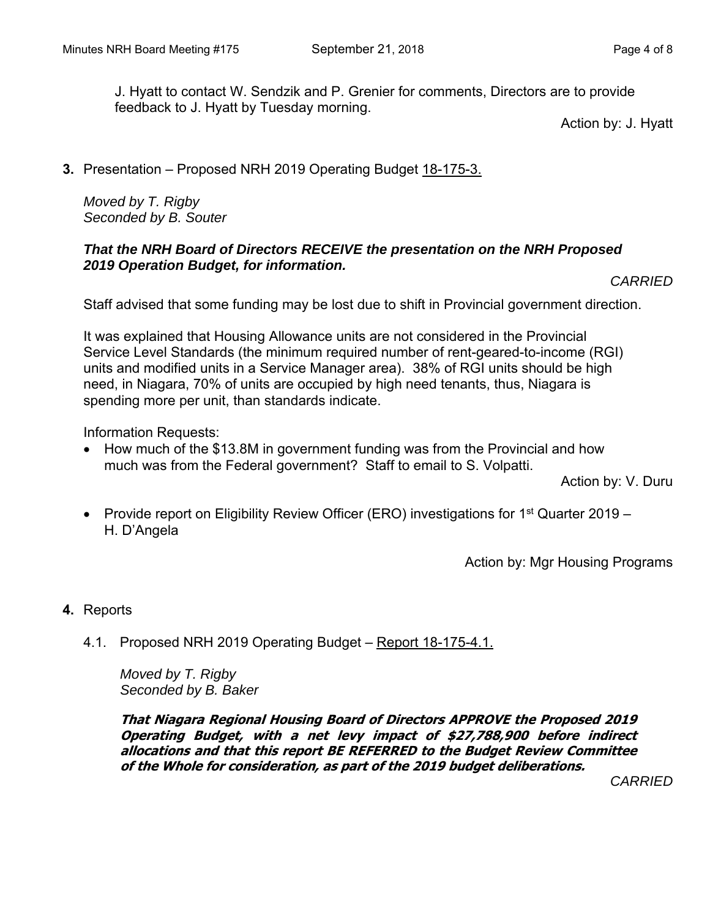J. Hyatt to contact W. Sendzik and P. Grenier for comments, Directors are to provide feedback to J. Hyatt by Tuesday morning.

Action by: J. Hyatt

**3.** Presentation – Proposed NRH 2019 Operating Budget 18-175-3.

*Moved by T. Rigby*
*Seconded by B. Souter*

***That the NRH Board of Directors RECEIVE the presentation on the NRH Proposed 2019 Operation Budget, for information.***

*CARRIED*

Staff advised that some funding may be lost due to shift in Provincial government direction.

It was explained that Housing Allowance units are not considered in the Provincial Service Level Standards (the minimum required number of rent-geared-to-income (RGI) units and modified units in a Service Manager area). 38% of RGI units should be high need, in Niagara, 70% of units are occupied by high need tenants, thus, Niagara is spending more per unit, than standards indicate.

Information Requests:

- How much of the $13.8M in government funding was from the Provincial and how much was from the Federal government? Staff to email to S. Volpatti.

Action by: V. Duru

- Provide report on Eligibility Review Officer (ERO) investigations for 1st Quarter 2019 – H. D'Angela

Action by: Mgr Housing Programs

**4.** Reports

4.1. Proposed NRH 2019 Operating Budget – Report 18-175-4.1.

*Moved by T. Rigby*
*Seconded by B. Baker*

***That Niagara Regional Housing Board of Directors APPROVE the Proposed 2019 Operating Budget, with a net levy impact of $27,788,900 before indirect allocations and that this report BE REFERRED to the Budget Review Committee of the Whole for consideration, as part of the 2019 budget deliberations.***

*CARRIED*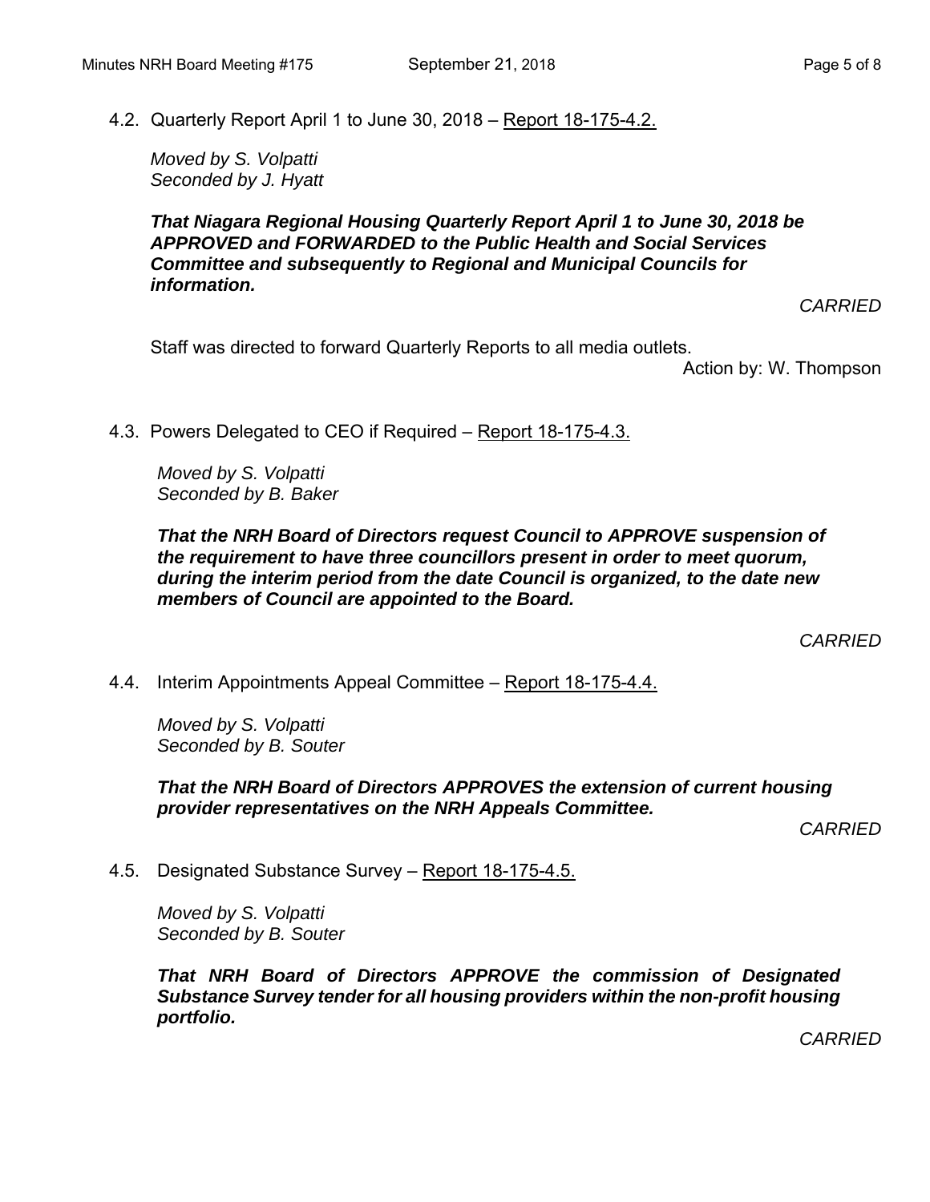4.2. Quarterly Report April 1 to June 30, 2018 – Report 18-175-4.2.

*Moved by S. Volpatti*
*Seconded by J. Hyatt*

***That Niagara Regional Housing Quarterly Report April 1 to June 30, 2018 be APPROVED and FORWARDED to the Public Health and Social Services Committee and subsequently to Regional and Municipal Councils for information.***

*CARRIED*

Staff was directed to forward Quarterly Reports to all media outlets.

Action by: W. Thompson

4.3. Powers Delegated to CEO if Required – Report 18-175-4.3.

*Moved by S. Volpatti*
*Seconded by B. Baker*

***That the NRH Board of Directors request Council to APPROVE suspension of the requirement to have three councillors present in order to meet quorum, during the interim period from the date Council is organized, to the date new members of Council are appointed to the Board.***

*CARRIED*

4.4. Interim Appointments Appeal Committee – Report 18-175-4.4.

*Moved by S. Volpatti*
*Seconded by B. Souter*

***That the NRH Board of Directors APPROVES the extension of current housing provider representatives on the NRH Appeals Committee.***

*CARRIED*

4.5. Designated Substance Survey – Report 18-175-4.5.

*Moved by S. Volpatti*
*Seconded by B. Souter*

***That NRH Board of Directors APPROVE the commission of Designated Substance Survey tender for all housing providers within the non-profit housing portfolio.***

*CARRIED*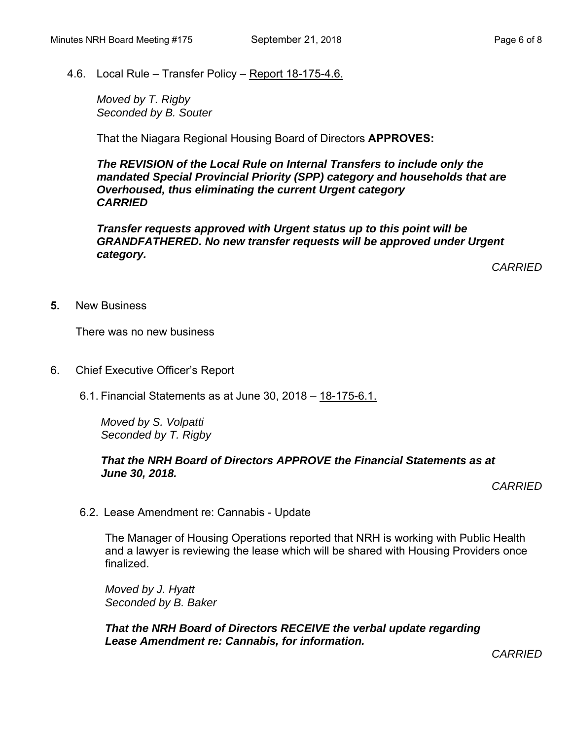4.6. Local Rule – Transfer Policy – Report 18-175-4.6.

*Moved by T. Rigby*
*Seconded by B. Souter*

That the Niagara Regional Housing Board of Directors **APPROVES:**

***The REVISION of the Local Rule on Internal Transfers to include only the mandated Special Provincial Priority (SPP) category and households that are Overhoused, thus eliminating the current Urgent category***
***CARRIED***

***Transfer requests approved with Urgent status up to this point will be GRANDFATHERED. No new transfer requests will be approved under Urgent category.***

*CARRIED*

**5.** New Business

There was no new business

6. Chief Executive Officer's Report

6.1. Financial Statements as at June 30, 2018 – 18-175-6.1.

*Moved by S. Volpatti*
*Seconded by T. Rigby*

***That the NRH Board of Directors APPROVE the Financial Statements as at June 30, 2018.***

*CARRIED*

6.2. Lease Amendment re: Cannabis - Update

The Manager of Housing Operations reported that NRH is working with Public Health and a lawyer is reviewing the lease which will be shared with Housing Providers once finalized.

*Moved by J. Hyatt*
*Seconded by B. Baker*

***That the NRH Board of Directors RECEIVE the verbal update regarding Lease Amendment re: Cannabis, for information.***

*CARRIED*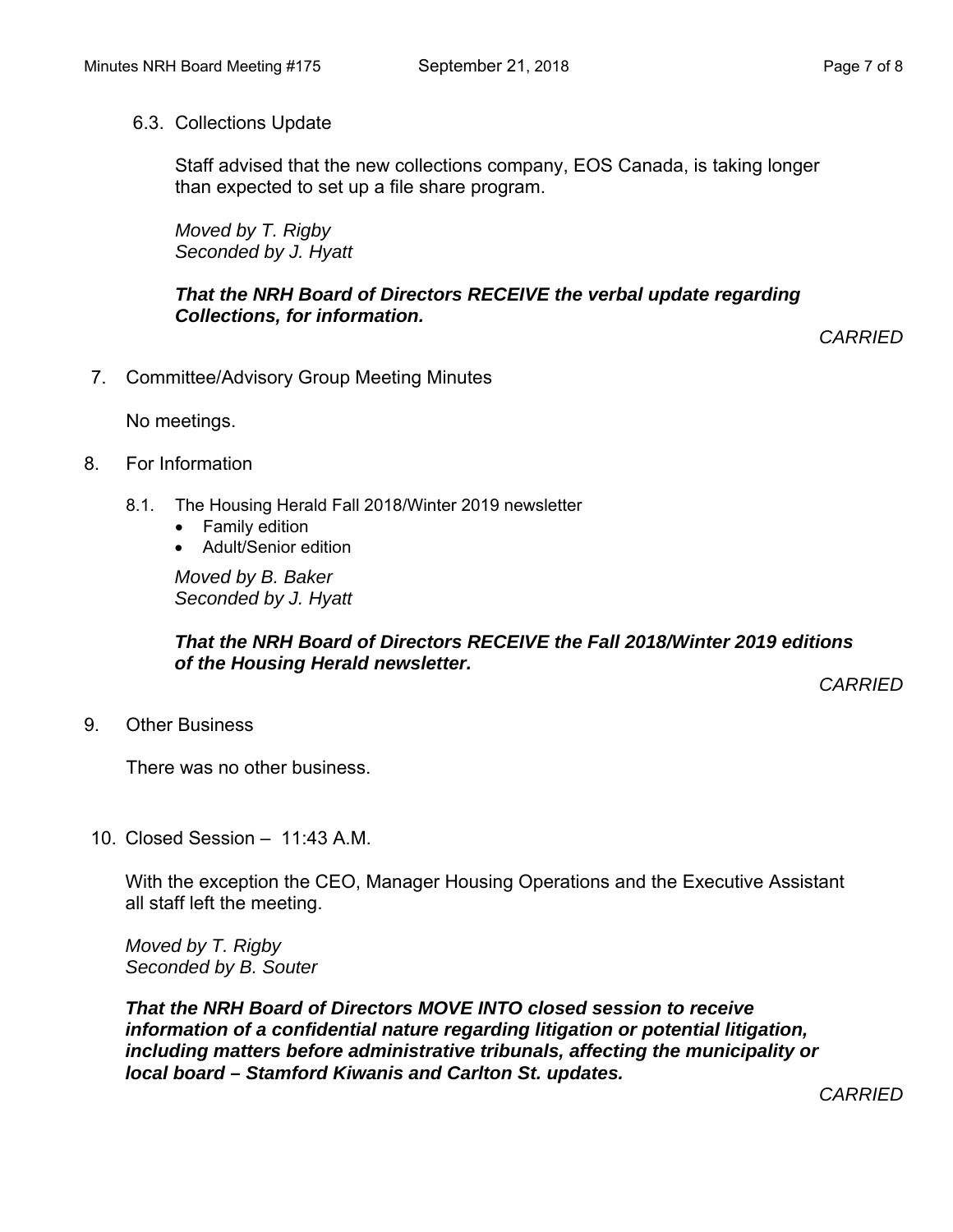### 6.3. Collections Update

Staff advised that the new collections company, EOS Canada, is taking longer than expected to set up a file share program.

*Moved by T. Rigby*
*Seconded by J. Hyatt*

***That the NRH Board of Directors RECEIVE the verbal update regarding Collections, for information.***

*CARRIED*

## 7. Committee/Advisory Group Meeting Minutes

No meetings.

## 8. For Information

### 8.1. The Housing Herald Fall 2018/Winter 2019 newsletter

- Family edition
- Adult/Senior edition

*Moved by B. Baker*
*Seconded by J. Hyatt*

***That the NRH Board of Directors RECEIVE the Fall 2018/Winter 2019 editions of the Housing Herald newsletter.***

*CARRIED*

## 9. Other Business

There was no other business.

## 10. Closed Session – 11:43 A.M.

With the exception the CEO, Manager Housing Operations and the Executive Assistant all staff left the meeting.

*Moved by T. Rigby*
*Seconded by B. Souter*

***That the NRH Board of Directors MOVE INTO closed session to receive information of a confidential nature regarding litigation or potential litigation, including matters before administrative tribunals, affecting the municipality or local board – Stamford Kiwanis and Carlton St. updates.***

*CARRIED*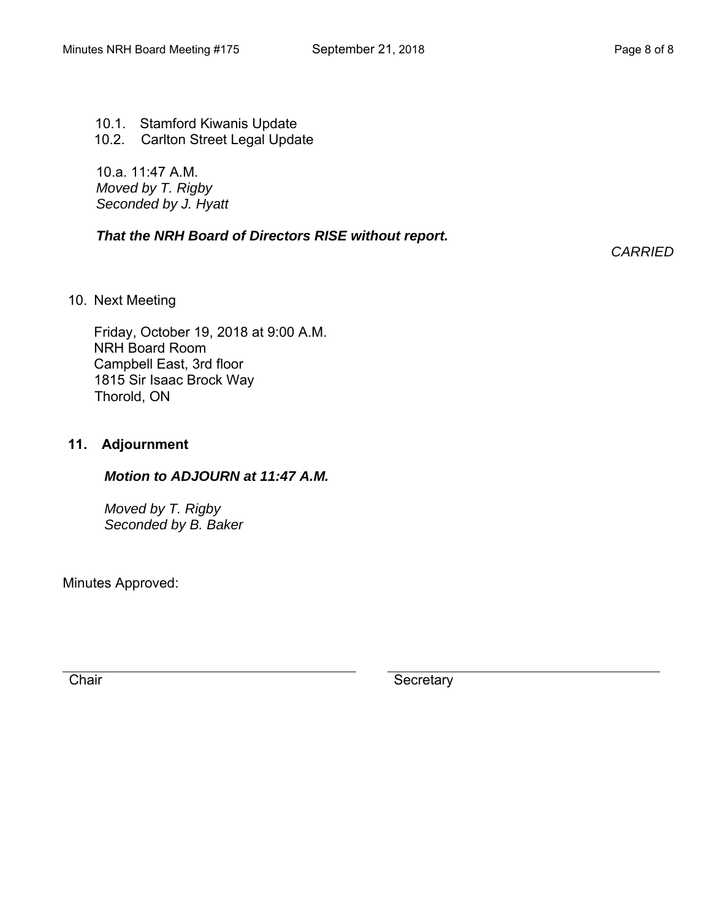10.1. Stamford Kiwanis Update
10.2. Carlton Street Legal Update

10.a. 11:47 A.M.
*Moved by T. Rigby*
*Seconded by J. Hyatt*

***That the NRH Board of Directors RISE without report.***

*CARRIED*

10. Next Meeting

Friday, October 19, 2018 at 9:00 A.M.
NRH Board Room
Campbell East, 3rd floor
1815 Sir Isaac Brock Way
Thorold, ON

**11. Adjournment**

***Motion to ADJOURN at 11:47 A.M.***

*Moved by T. Rigby*
*Seconded by B. Baker*

Minutes Approved:

______________________________ Chair

______________________________ Secretary